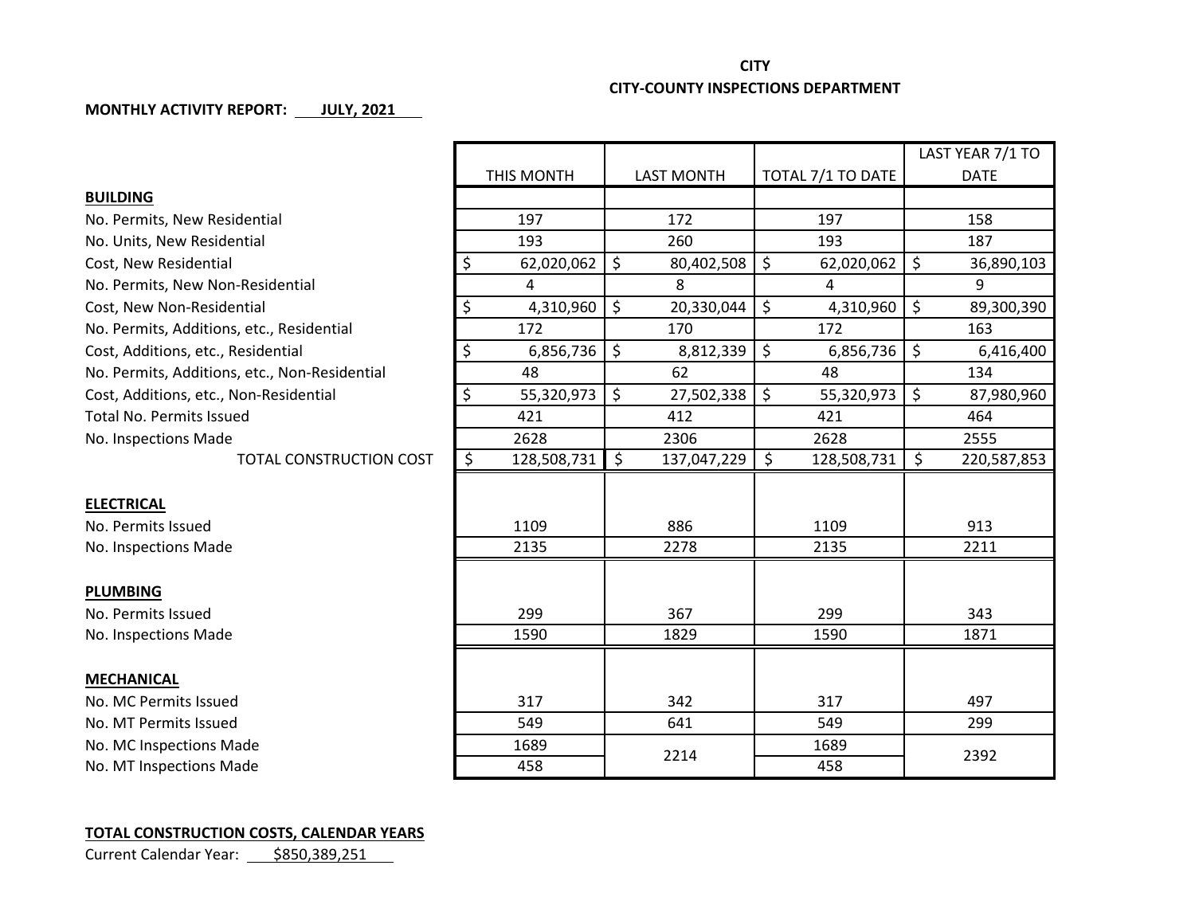**CITY**

**CITY-COUNTY INSPECTIONS DEPARTMENT**

**MONTHLY ACTIVITY REPORT: JULY, 2021**

| | THIS MONTH | LAST MONTH | TOTAL 7/1 TO DATE | LAST YEAR 7/1 TO DATE |
|---|---|---|---|---|
| **BUILDING** | | | | |
| No. Permits, New Residential | 197 | 172 | 197 | 158 |
| No. Units, New Residential | 193 | 260 | 193 | 187 |
| Cost, New Residential | $ 62,020,062 | $ 80,402,508 | $ 62,020,062 | $ 36,890,103 |
| No. Permits, New Non-Residential | 4 | 8 | 4 | 9 |
| Cost, New Non-Residential | $ 4,310,960 | $ 20,330,044 | $ 4,310,960 | $ 89,300,390 |
| No. Permits, Additions, etc., Residential | 172 | 170 | 172 | 163 |
| Cost, Additions, etc., Residential | $ 6,856,736 | $ 8,812,339 | $ 6,856,736 | $ 6,416,400 |
| No. Permits, Additions, etc., Non-Residential | 48 | 62 | 48 | 134 |
| Cost, Additions, etc., Non-Residential | $ 55,320,973 | $ 27,502,338 | $ 55,320,973 | $ 87,980,960 |
| Total No. Permits Issued | 421 | 412 | 421 | 464 |
| No. Inspections Made | 2628 | 2306 | 2628 | 2555 |
| TOTAL CONSTRUCTION COST | $ 128,508,731 | $ 137,047,229 | $ 128,508,731 | $ 220,587,853 |
| **ELECTRICAL** | | | | |
| No. Permits Issued | 1109 | 886 | 1109 | 913 |
| No. Inspections Made | 2135 | 2278 | 2135 | 2211 |
| **PLUMBING** | | | | |
| No. Permits Issued | 299 | 367 | 299 | 343 |
| No. Inspections Made | 1590 | 1829 | 1590 | 1871 |
| **MECHANICAL** | | | | |
| No. MC Permits Issued | 317 | 342 | 317 | 497 |
| No. MT Permits Issued | 549 | 641 | 549 | 299 |
| No. MC Inspections Made | 1689 | 2214 | 1689 | 2392 |
| No. MT Inspections Made | 458 | | 458 | |

**TOTAL CONSTRUCTION COSTS, CALENDAR YEARS**

Current Calendar Year: $850,389,251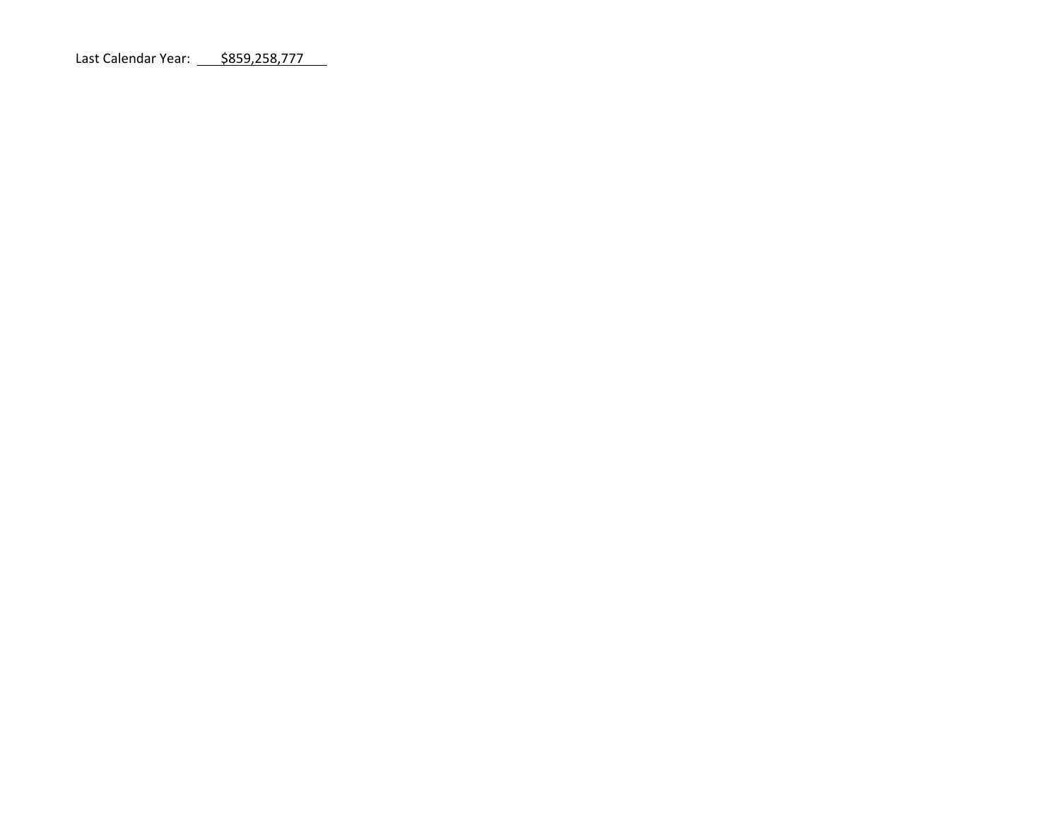Last Calendar Year: $859,258,777